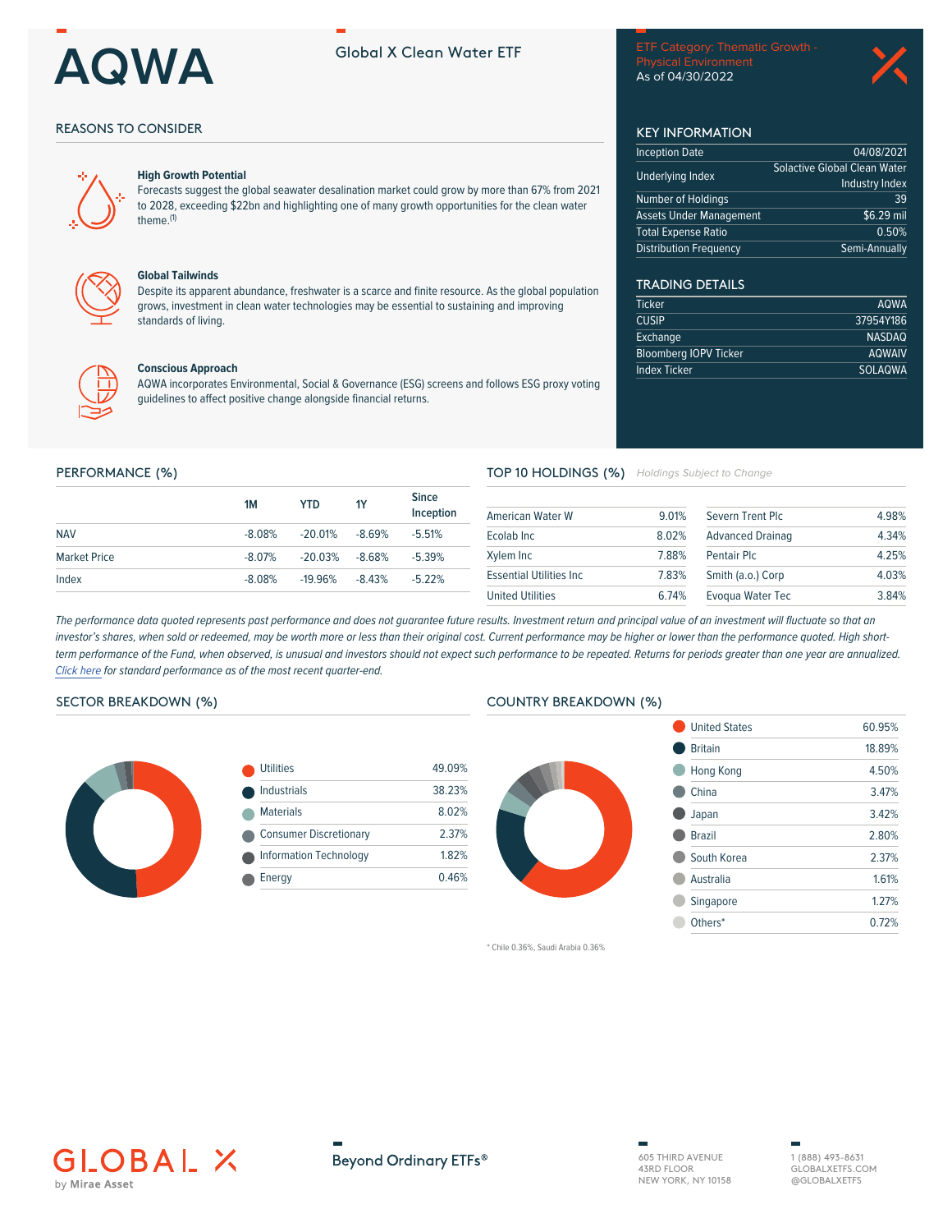# AQWA

Global X Clean Water ETF

ETF Category: Thematic Growth - Physical Environment
As of 04/30/2022

## REASONS TO CONSIDER

**High Growth Potential**
Forecasts suggest the global seawater desalination market could grow by more than 67% from 2021 to 2028, exceeding $22bn and highlighting one of many growth opportunities for the clean water theme.[1]

**Global Tailwinds**
Despite its apparent abundance, freshwater is a scarce and finite resource. As the global population grows, investment in clean water technologies may be essential to sustaining and improving standards of living.

**Conscious Approach**
AQWA incorporates Environmental, Social & Governance (ESG) screens and follows ESG proxy voting guidelines to affect positive change alongside financial returns.

## KEY INFORMATION

| | |
|---|---|
| Inception Date | 04/08/2021 |
| Underlying Index | Solactive Global Clean Water Industry Index |
| Number of Holdings | 39 |
| Assets Under Management | $6.29 mil |
| Total Expense Ratio | 0.50% |
| Distribution Frequency | Semi-Annually |

## TRADING DETAILS

| | |
|---|---|
| Ticker | AQWA |
| CUSIP | 37954Y186 |
| Exchange | NASDAQ |
| Bloomberg IOPV Ticker | AQWAIV |
| Index Ticker | SOLAQWA |

## PERFORMANCE (%)

| | 1M | YTD | 1Y | Since Inception |
|---|---|---|---|---|
| NAV | -8.08% | -20.01% | -8.69% | -5.51% |
| Market Price | -8.07% | -20.03% | -8.68% | -5.39% |
| Index | -8.08% | -19.96% | -8.43% | -5.22% |

## TOP 10 HOLDINGS (%)

*Holdings Subject to Change*

| | |
|---|---|
| American Water W | 9.01% |
| Ecolab Inc | 8.02% |
| Xylem Inc | 7.88% |
| Essential Utilities Inc | 7.83% |
| United Utilities | 6.74% |
| Severn Trent Plc | 4.98% |
| Advanced Drainag | 4.34% |
| Pentair Plc | 4.25% |
| Smith (a.o.) Corp | 4.03% |
| Evoqua Water Tec | 3.84% |

*The performance data quoted represents past performance and does not guarantee future results. Investment return and principal value of an investment will fluctuate so that an investor's shares, when sold or redeemed, may be worth more or less than their original cost. Current performance may be higher or lower than the performance quoted. High short-term performance of the Fund, when observed, is unusual and investors should not expect such performance to be repeated. Returns for periods greater than one year are annualized. Click here for standard performance as of the most recent quarter-end.*

## SECTOR BREAKDOWN (%)

| | |
|---|---|
| Utilities | 49.09% |
| Industrials | 38.23% |
| Materials | 8.02% |
| Consumer Discretionary | 2.37% |
| Information Technology | 1.82% |
| Energy | 0.46% |

## COUNTRY BREAKDOWN (%)

| | |
|---|---|
| United States | 60.95% |
| Britain | 18.89% |
| Hong Kong | 4.50% |
| China | 3.47% |
| Japan | 3.42% |
| Brazil | 2.80% |
| South Korea | 2.37% |
| Australia | 1.61% |
| Singapore | 1.27% |
| Others* | 0.72% |

* Chile 0.36%, Saudi Arabia 0.36%

GLOBAL X by Mirae Asset

Beyond Ordinary ETFs®

605 THIRD AVENUE
43RD FLOOR
NEW YORK, NY 10158

1 (888) 493-8631
GLOBALXETFS.COM
@GLOBALXETFS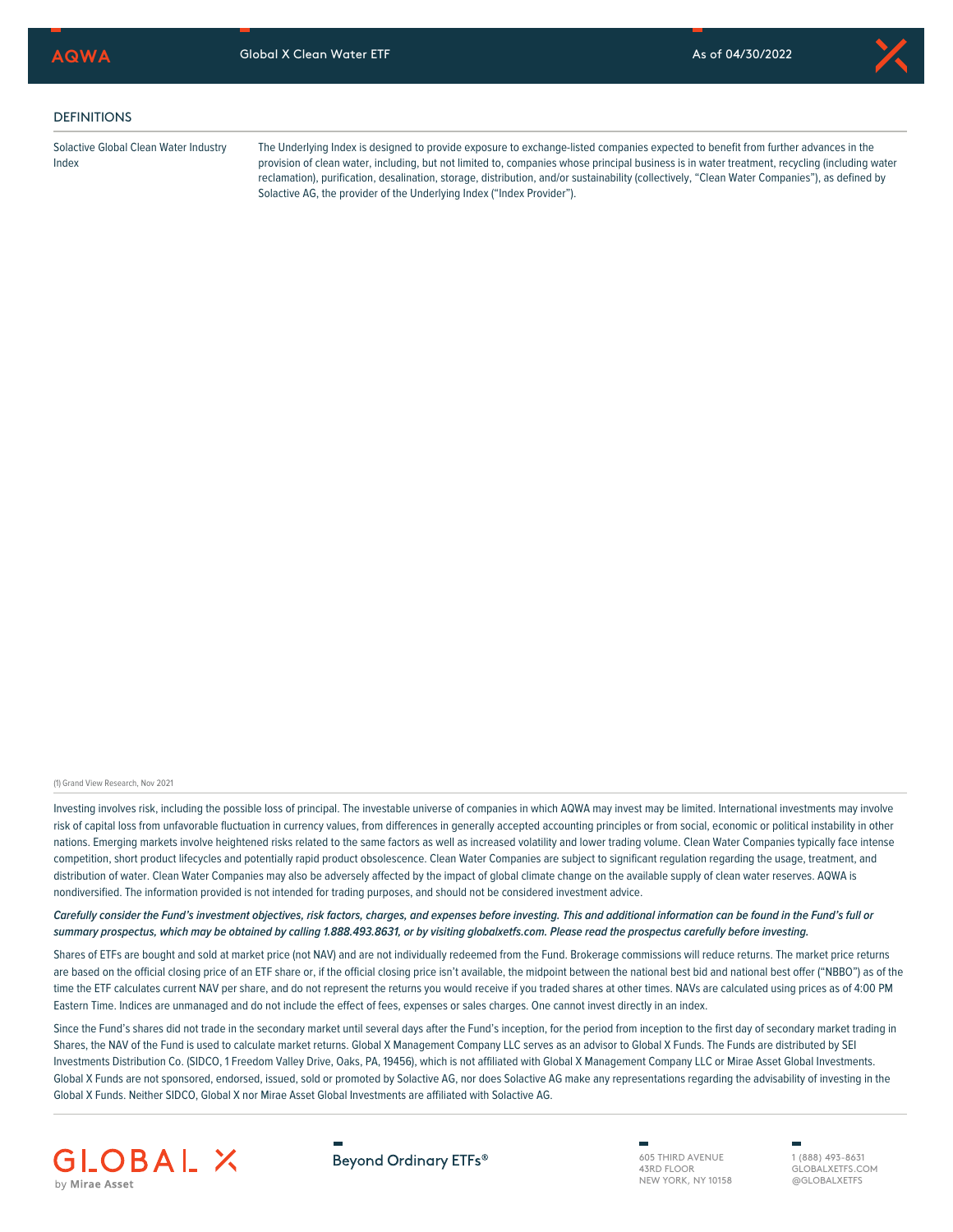## DEFINITIONS

| | |
|---|---|
| Solactive Global Clean Water Industry Index | The Underlying Index is designed to provide exposure to exchange-listed companies expected to benefit from further advances in the provision of clean water, including, but not limited to, companies whose principal business is in water treatment, recycling (including water reclamation), purification, desalination, storage, distribution, and/or sustainability (collectively, "Clean Water Companies"), as defined by Solactive AG, the provider of the Underlying Index ("Index Provider"). |

(1) Grand View Research, Nov 2021

Investing involves risk, including the possible loss of principal. The investable universe of companies in which AQWA may invest may be limited. International investments may involve risk of capital loss from unfavorable fluctuation in currency values, from differences in generally accepted accounting principles or from social, economic or political instability in other nations. Emerging markets involve heightened risks related to the same factors as well as increased volatility and lower trading volume. Clean Water Companies typically face intense competition, short product lifecycles and potentially rapid product obsolescence. Clean Water Companies are subject to significant regulation regarding the usage, treatment, and distribution of water. Clean Water Companies may also be adversely affected by the impact of global climate change on the available supply of clean water reserves. AQWA is nondiversified. The information provided is not intended for trading purposes, and should not be considered investment advice.

***Carefully consider the Fund's investment objectives, risk factors, charges, and expenses before investing. This and additional information can be found in the Fund's full or summary prospectus, which may be obtained by calling 1.888.493.8631, or by visiting globalxetfs.com. Please read the prospectus carefully before investing.***

Shares of ETFs are bought and sold at market price (not NAV) and are not individually redeemed from the Fund. Brokerage commissions will reduce returns. The market price returns are based on the official closing price of an ETF share or, if the official closing price isn't available, the midpoint between the national best bid and national best offer ("NBBO") as of the time the ETF calculates current NAV per share, and do not represent the returns you would receive if you traded shares at other times. NAVs are calculated using prices as of 4:00 PM Eastern Time. Indices are unmanaged and do not include the effect of fees, expenses or sales charges. One cannot invest directly in an index.

Since the Fund's shares did not trade in the secondary market until several days after the Fund's inception, for the period from inception to the first day of secondary market trading in Shares, the NAV of the Fund is used to calculate market returns. Global X Management Company LLC serves as an advisor to Global X Funds. The Funds are distributed by SEI Investments Distribution Co. (SIDCO, 1 Freedom Valley Drive, Oaks, PA, 19456), which is not affiliated with Global X Management Company LLC or Mirae Asset Global Investments. Global X Funds are not sponsored, endorsed, issued, sold or promoted by Solactive AG, nor does Solactive AG make any representations regarding the advisability of investing in the Global X Funds. Neither SIDCO, Global X nor Mirae Asset Global Investments are affiliated with Solactive AG.

GLOBAL X by Mirae Asset

Beyond Ordinary ETFs®

605 THIRD AVENUE
43RD FLOOR
NEW YORK, NY 10158

1 (888) 493-8631
GLOBALXETFS.COM
@GLOBALXETFS